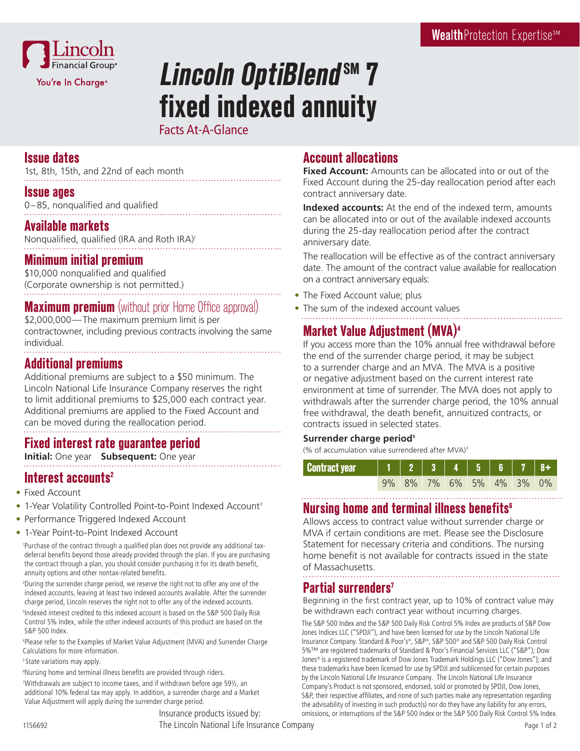WealthProtection Expertise℠

Lincoln Financial Group®

You're In Charge®

# *Lincoln OptiBlend*℠ 7 fixed indexed annuity

Facts At-A-Glance

## Issue dates

1st, 8th, 15th, and 22nd of each month

## Issue ages

0–85, nonqualified and qualified

## Available markets

Nonqualified, qualified (IRA and Roth IRA)[1]

## Minimum initial premium

$10,000 nonqualified and qualified
(Corporate ownership is not permitted.)

## Maximum premium (without prior Home Office approval)

$2,000,000—The maximum premium limit is per contractowner, including previous contracts involving the same individual.

## Additional premiums

Additional premiums are subject to a $50 minimum. The Lincoln National Life Insurance Company reserves the right to limit additional premiums to $25,000 each contract year. Additional premiums are applied to the Fixed Account and can be moved during the reallocation period.

## Fixed interest rate guarantee period

**Initial:** One year **Subsequent:** One year

## Interest accounts[2]

- Fixed Account
- 1-Year Volatility Controlled Point-to-Point Indexed Account[3]
- Performance Triggered Indexed Account
- 1-Year Point-to-Point Indexed Account

[1]Purchase of the contract through a qualified plan does not provide any additional tax-deferral benefits beyond those already provided through the plan. If you are purchasing the contract through a plan, you should consider purchasing it for its death benefit, annuity options and other nontax-related benefits.

[2]During the surrender charge period, we reserve the right not to offer any one of the indexed accounts, leaving at least two indexed accounts available. After the surrender charge period, Lincoln reserves the right not to offer any of the indexed accounts.

[3]Indexed interest credited to this indexed account is based on the S&P 500 Daily Risk Control 5% Index, while the other indexed accounts of this product are based on the S&P 500 Index.

[4]Please refer to the Examples of Market Value Adjustment (MVA) and Surrender Charge Calculations for more information.

[5]State variations may apply.

[6]Nursing home and terminal illness benefits are provided through riders.

[7]Withdrawals are subject to income taxes, and if withdrawn before age 59½, an additional 10% federal tax may apply. In addition, a surrender charge and a Market Value Adjustment will apply during the surrender charge period.

## Account allocations

**Fixed Account:** Amounts can be allocated into or out of the Fixed Account during the 25-day reallocation period after each contract anniversary date.

**Indexed accounts:** At the end of the indexed term, amounts can be allocated into or out of the available indexed accounts during the 25-day reallocation period after the contract anniversary date.

The reallocation will be effective as of the contract anniversary date. The amount of the contract value available for reallocation on a contract anniversary equals:

- The Fixed Account value; plus
- The sum of the indexed account values

## Market Value Adjustment (MVA)[4]

If you access more than the 10% annual free withdrawal before the end of the surrender charge period, it may be subject to a surrender charge and an MVA. The MVA is a positive or negative adjustment based on the current interest rate environment at time of surrender. The MVA does not apply to withdrawals after the surrender charge period, the 10% annual free withdrawal, the death benefit, annuitized contracts, or contracts issued in selected states.

**Surrender charge period[5]**

(% of accumulation value surrendered after MVA)[4]

| Contract year | 1 | 2 | 3 | 4 | 5 | 6 | 7 | 8+ |
|---|---|---|---|---|---|---|---|---|
| | 9% | 8% | 7% | 6% | 5% | 4% | 3% | 0% |

## Nursing home and terminal illness benefits[6]

Allows access to contract value without surrender charge or MVA if certain conditions are met. Please see the Disclosure Statement for necessary criteria and conditions. The nursing home benefit is not available for contracts issued in the state of Massachusetts.

## Partial surrenders[7]

Beginning in the first contract year, up to 10% of contract value may be withdrawn each contract year without incurring charges.

The S&P 500 Index and the S&P 500 Daily Risk Control 5% Index are products of S&P Dow Jones Indices LLC ("SPDJI"), and have been licensed for use by the Lincoln National Life Insurance Company. Standard & Poor's®, S&P®, S&P 500® and S&P 500 Daily Risk Control 5%™ are registered trademarks of Standard & Poor's Financial Services LLC ("S&P"); Dow Jones® is a registered trademark of Dow Jones Trademark Holdings LLC ("Dow Jones"); and these trademarks have been licensed for use by SPDJI and sublicensed for certain purposes by the Lincoln National Life Insurance Company. The Lincoln National Life Insurance Company's Product is not sponsored, endorsed, sold or promoted by SPDJI, Dow Jones, S&P, their respective affiliates, and none of such parties make any representation regarding the advisability of investing in such product(s) nor do they have any liability for any errors, omissions, or interruptions of the S&P 500 Index or the S&P 500 Daily Risk Control 5% Index.

Insurance products issued by:
The Lincoln National Life Insurance Company

1156692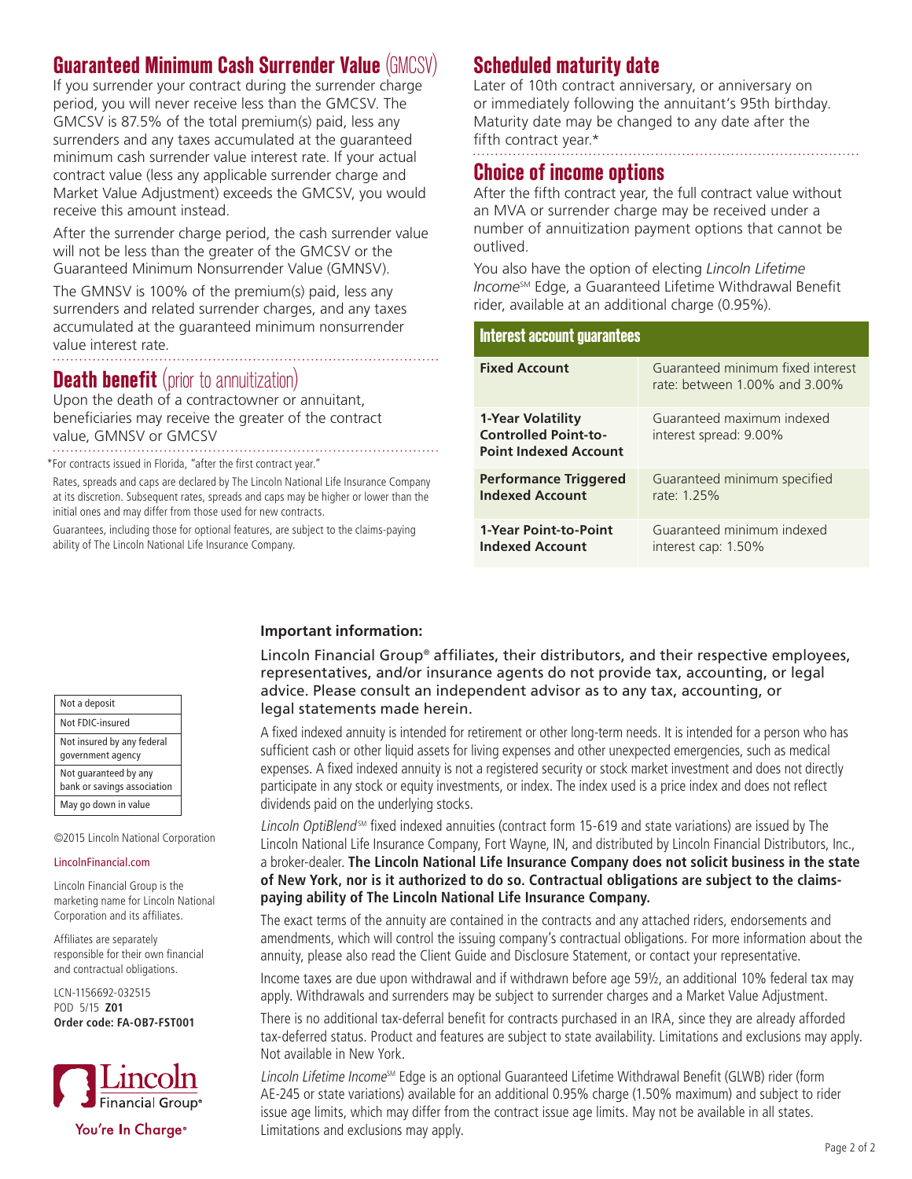## Guaranteed Minimum Cash Surrender Value (GMCSV)

If you surrender your contract during the surrender charge period, you will never receive less than the GMCSV. The GMCSV is 87.5% of the total premium(s) paid, less any surrenders and any taxes accumulated at the guaranteed minimum cash surrender value interest rate. If your actual contract value (less any applicable surrender charge and Market Value Adjustment) exceeds the GMCSV, you would receive this amount instead.

After the surrender charge period, the cash surrender value will not be less than the greater of the GMCSV or the Guaranteed Minimum Nonsurrender Value (GMNSV).

The GMNSV is 100% of the premium(s) paid, less any surrenders and related surrender charges, and any taxes accumulated at the guaranteed minimum nonsurrender value interest rate.

## Death benefit (prior to annuitization)

Upon the death of a contractowner or annuitant, beneficiaries may receive the greater of the contract value, GMNSV or GMCSV

*For contracts issued in Florida, "after the first contract year."

Rates, spreads and caps are declared by The Lincoln National Life Insurance Company at its discretion. Subsequent rates, spreads and caps may be higher or lower than the initial ones and may differ from those used for new contracts.

Guarantees, including those for optional features, are subject to the claims-paying ability of The Lincoln National Life Insurance Company.

## Scheduled maturity date

Later of 10th contract anniversary, or anniversary on or immediately following the annuitant's 95th birthday. Maturity date may be changed to any date after the fifth contract year.*

## Choice of income options

After the fifth contract year, the full contract value without an MVA or surrender charge may be received under a number of annuitization payment options that cannot be outlived.

You also have the option of electing *Lincoln Lifetime Income*℠ Edge, a Guaranteed Lifetime Withdrawal Benefit rider, available at an additional charge (0.95%).

| Interest account guarantees | |
|---|---|
| **Fixed Account** | Guaranteed minimum fixed interest rate: between 1.00% and 3.00% |
| **1-Year Volatility Controlled Point-to-Point Indexed Account** | Guaranteed maximum indexed interest spread: 9.00% |
| **Performance Triggered Indexed Account** | Guaranteed minimum specified rate: 1.25% |
| **1-Year Point-to-Point Indexed Account** | Guaranteed minimum indexed interest cap: 1.50% |

**Important information:**

Lincoln Financial Group® affiliates, their distributors, and their respective employees, representatives, and/or insurance agents do not provide tax, accounting, or legal advice. Please consult an independent advisor as to any tax, accounting, or legal statements made herein.

A fixed indexed annuity is intended for retirement or other long-term needs. It is intended for a person who has sufficient cash or other liquid assets for living expenses and other unexpected emergencies, such as medical expenses. A fixed indexed annuity is not a registered security or stock market investment and does not directly participate in any stock or equity investments, or index. The index used is a price index and does not reflect dividends paid on the underlying stocks.

*Lincoln OptiBlend*℠ fixed indexed annuities (contract form 15-619 and state variations) are issued by The Lincoln National Life Insurance Company, Fort Wayne, IN, and distributed by Lincoln Financial Distributors, Inc., a broker-dealer. **The Lincoln National Life Insurance Company does not solicit business in the state of New York, nor is it authorized to do so. Contractual obligations are subject to the claims-paying ability of The Lincoln National Life Insurance Company.**

The exact terms of the annuity are contained in the contracts and any attached riders, endorsements and amendments, which will control the issuing company's contractual obligations. For more information about the annuity, please also read the Client Guide and Disclosure Statement, or contact your representative.

Income taxes are due upon withdrawal and if withdrawn before age 59½, an additional 10% federal tax may apply. Withdrawals and surrenders may be subject to surrender charges and a Market Value Adjustment.

There is no additional tax-deferral benefit for contracts purchased in an IRA, since they are already afforded tax-deferred status. Product and features are subject to state availability. Limitations and exclusions may apply. Not available in New York.

*Lincoln Lifetime Income*℠ Edge is an optional Guaranteed Lifetime Withdrawal Benefit (GLWB) rider (form AE-245 or state variations) available for an additional 0.95% charge (1.50% maximum) and subject to rider issue age limits, which may differ from the contract issue age limits. May not be available in all states. Limitations and exclusions may apply.

| |
|---|
| Not a deposit |
| Not FDIC-insured |
| Not insured by any federal government agency |
| Not guaranteed by any bank or savings association |
| May go down in value |

©2015 Lincoln National Corporation

LincolnFinancial.com

Lincoln Financial Group is the marketing name for Lincoln National Corporation and its affiliates.

Affiliates are separately responsible for their own financial and contractual obligations.

LCN-1156692-032515
POD 5/15 **Z01**
**Order code: FA-OB7-FST001**

Lincoln Financial Group®
You're In Charge®